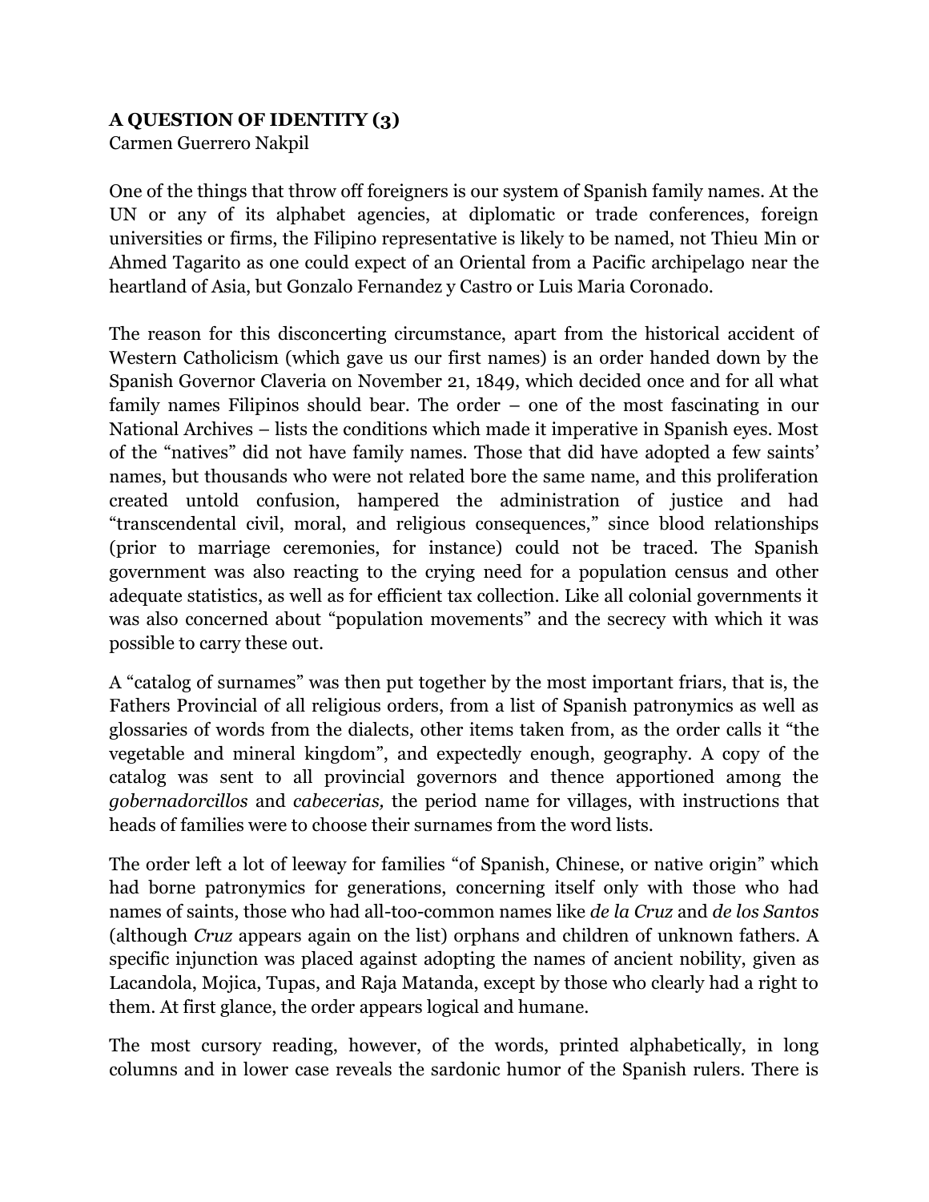**A QUESTION OF IDENTITY (3)**
Carmen Guerrero Nakpil

One of the things that throw off foreigners is our system of Spanish family names. At the UN or any of its alphabet agencies, at diplomatic or trade conferences, foreign universities or firms, the Filipino representative is likely to be named, not Thieu Min or Ahmed Tagarito as one could expect of an Oriental from a Pacific archipelago near the heartland of Asia, but Gonzalo Fernandez y Castro or Luis Maria Coronado.

The reason for this disconcerting circumstance, apart from the historical accident of Western Catholicism (which gave us our first names) is an order handed down by the Spanish Governor Claveria on November 21, 1849, which decided once and for all what family names Filipinos should bear. The order – one of the most fascinating in our National Archives – lists the conditions which made it imperative in Spanish eyes. Most of the "natives" did not have family names. Those that did have adopted a few saints' names, but thousands who were not related bore the same name, and this proliferation created untold confusion, hampered the administration of justice and had "transcendental civil, moral, and religious consequences," since blood relationships (prior to marriage ceremonies, for instance) could not be traced. The Spanish government was also reacting to the crying need for a population census and other adequate statistics, as well as for efficient tax collection. Like all colonial governments it was also concerned about "population movements" and the secrecy with which it was possible to carry these out.

A "catalog of surnames" was then put together by the most important friars, that is, the Fathers Provincial of all religious orders, from a list of Spanish patronymics as well as glossaries of words from the dialects, other items taken from, as the order calls it "the vegetable and mineral kingdom", and expectedly enough, geography. A copy of the catalog was sent to all provincial governors and thence apportioned among the *gobernadorcillos* and *cabecerias,* the period name for villages, with instructions that heads of families were to choose their surnames from the word lists.

The order left a lot of leeway for families "of Spanish, Chinese, or native origin" which had borne patronymics for generations, concerning itself only with those who had names of saints, those who had all-too-common names like *de la Cruz* and *de los Santos* (although *Cruz* appears again on the list) orphans and children of unknown fathers. A specific injunction was placed against adopting the names of ancient nobility, given as Lacandola, Mojica, Tupas, and Raja Matanda, except by those who clearly had a right to them. At first glance, the order appears logical and humane.

The most cursory reading, however, of the words, printed alphabetically, in long columns and in lower case reveals the sardonic humor of the Spanish rulers. There is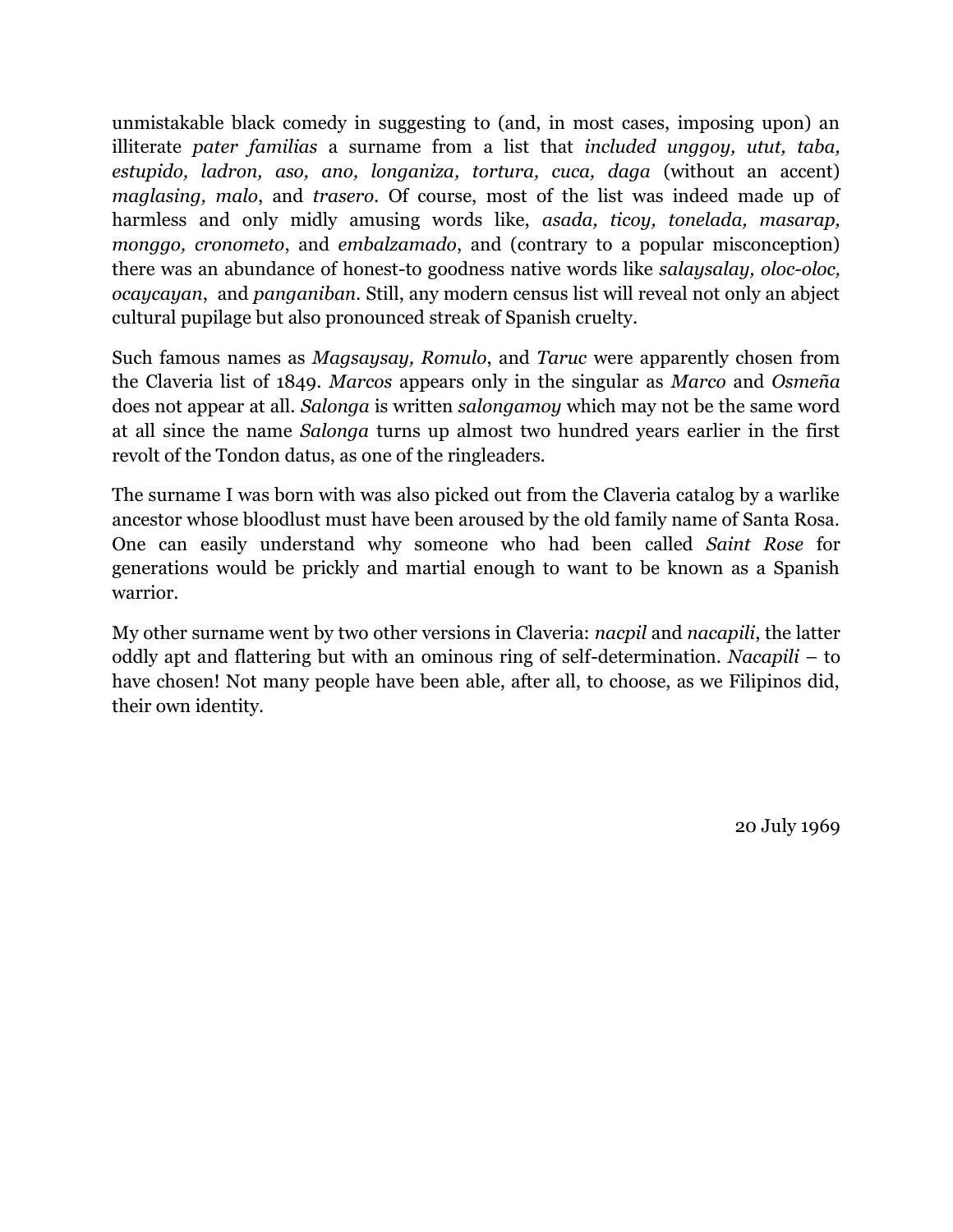unmistakable black comedy in suggesting to (and, in most cases, imposing upon) an illiterate *pater familias* a surname from a list that *included unggoy, utut, taba, estupido, ladron, aso, ano, longaniza, tortura, cuca, daga* (without an accent) *maglasing, malo*, and *trasero*. Of course, most of the list was indeed made up of harmless and only midly amusing words like, *asada, ticoy, tonelada, masarap, monggo, cronometo*, and *embalzamado*, and (contrary to a popular misconception) there was an abundance of honest-to goodness native words like *salaysalay, oloc-oloc, ocaycayan*, and *panganiban*. Still, any modern census list will reveal not only an abject cultural pupilage but also pronounced streak of Spanish cruelty.

Such famous names as *Magsaysay, Romulo*, and *Taruc* were apparently chosen from the Claveria list of 1849. *Marcos* appears only in the singular as *Marco* and *Osmeña* does not appear at all. *Salonga* is written *salongamoy* which may not be the same word at all since the name *Salonga* turns up almost two hundred years earlier in the first revolt of the Tondon datus, as one of the ringleaders.

The surname I was born with was also picked out from the Claveria catalog by a warlike ancestor whose bloodlust must have been aroused by the old family name of Santa Rosa. One can easily understand why someone who had been called *Saint Rose* for generations would be prickly and martial enough to want to be known as a Spanish warrior.

My other surname went by two other versions in Claveria: *nacpil* and *nacapili*, the latter oddly apt and flattering but with an ominous ring of self-determination. *Nacapili* – to have chosen! Not many people have been able, after all, to choose, as we Filipinos did, their own identity.

20 July 1969